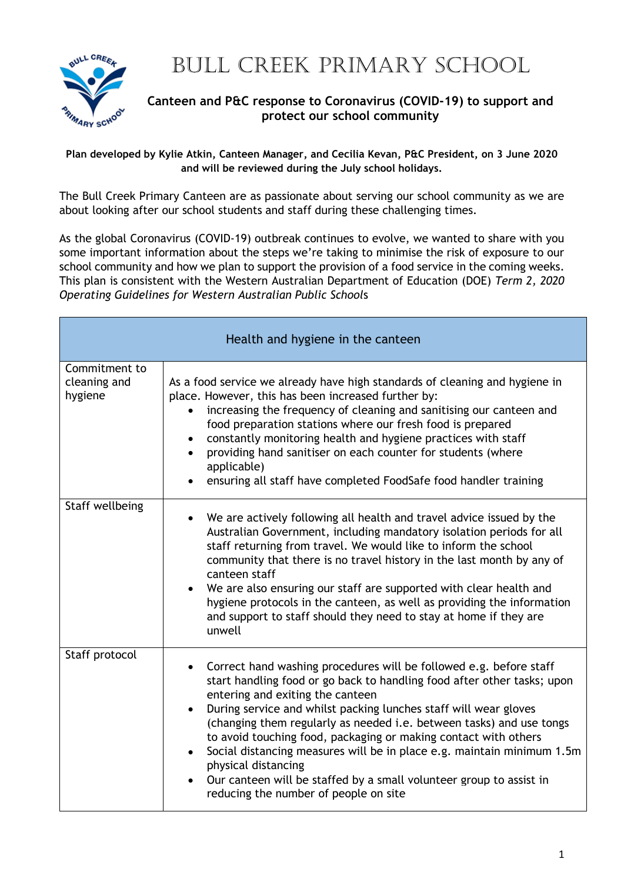# BULL CREEK PRIMARY SCHOOL

**Canteen and P&C response to Coronavirus (COVID-19) to support and protect our school community**

**Plan developed by Kylie Atkin, Canteen Manager, and Cecilia Kevan, P&C President, on 3 June 2020 and will be reviewed during the July school holidays.**

The Bull Creek Primary Canteen are as passionate about serving our school community as we are about looking after our school students and staff during these challenging times.

As the global Coronavirus (COVID-19) outbreak continues to evolve, we wanted to share with you some important information about the steps we're taking to minimise the risk of exposure to our school community and how we plan to support the provision of a food service in the coming weeks. This plan is consistent with the Western Australian Department of Education (DOE) *Term 2, 2020 Operating Guidelines for Western Australian Public Schools*

| Health and hygiene in the canteen | |
|---|---|
| Commitment to cleaning and hygiene | As a food service we already have high standards of cleaning and hygiene in place. However, this has been increased further by:<br>• increasing the frequency of cleaning and sanitising our canteen and food preparation stations where our fresh food is prepared<br>• constantly monitoring health and hygiene practices with staff<br>• providing hand sanitiser on each counter for students (where applicable)<br>• ensuring all staff have completed FoodSafe food handler training |
| Staff wellbeing | • We are actively following all health and travel advice issued by the Australian Government, including mandatory isolation periods for all staff returning from travel. We would like to inform the school community that there is no travel history in the last month by any of canteen staff<br>• We are also ensuring our staff are supported with clear health and hygiene protocols in the canteen, as well as providing the information and support to staff should they need to stay at home if they are unwell |
| Staff protocol | • Correct hand washing procedures will be followed e.g. before staff start handling food or go back to handling food after other tasks; upon entering and exiting the canteen<br>• During service and whilst packing lunches staff will wear gloves (changing them regularly as needed i.e. between tasks) and use tongs to avoid touching food, packaging or making contact with others<br>• Social distancing measures will be in place e.g. maintain minimum 1.5m physical distancing<br>• Our canteen will be staffed by a small volunteer group to assist in reducing the number of people on site |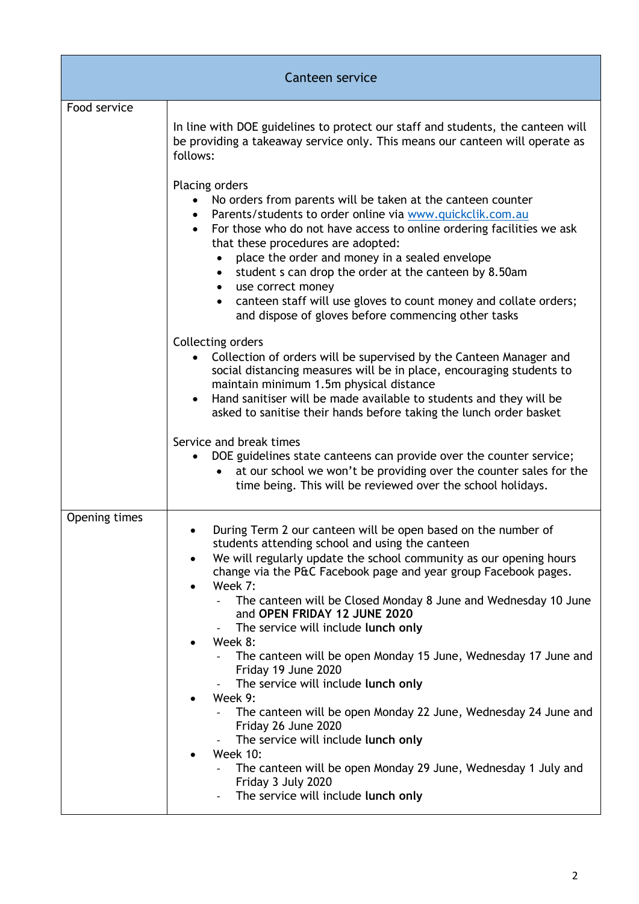| Canteen service | |
|---|---|
| Food service | In line with DOE guidelines to protect our staff and students, the canteen will be providing a takeaway service only. This means our canteen will operate as follows:<br><br>Placing orders<br>• No orders from parents will be taken at the canteen counter<br>• Parents/students to order online via [www.quickclik.com.au](http://www.quickclik.com.au)<br>• For those who do not have access to online ordering facilities we ask that these procedures are adopted:<br>&nbsp;&nbsp;&nbsp;&nbsp;• place the order and money in a sealed envelope<br>&nbsp;&nbsp;&nbsp;&nbsp;• student s can drop the order at the canteen by 8.50am<br>&nbsp;&nbsp;&nbsp;&nbsp;• use correct money<br>&nbsp;&nbsp;&nbsp;&nbsp;• canteen staff will use gloves to count money and collate orders; and dispose of gloves before commencing other tasks<br><br>Collecting orders<br>• Collection of orders will be supervised by the Canteen Manager and social distancing measures will be in place, encouraging students to maintain minimum 1.5m physical distance<br>• Hand sanitiser will be made available to students and they will be asked to sanitise their hands before taking the lunch order basket<br><br>Service and break times<br>• DOE guidelines state canteens can provide over the counter service;<br>&nbsp;&nbsp;&nbsp;&nbsp;• at our school we won't be providing over the counter sales for the time being. This will be reviewed over the school holidays. |
| Opening times | • During Term 2 our canteen will be open based on the number of students attending school and using the canteen<br>• We will regularly update the school community as our opening hours change via the P&C Facebook page and year group Facebook pages.<br>• Week 7:<br>&nbsp;&nbsp;&nbsp;&nbsp;- The canteen will be Closed Monday 8 June and Wednesday 10 June and **OPEN FRIDAY 12 JUNE 2020**<br>&nbsp;&nbsp;&nbsp;&nbsp;- The service will include **lunch only**<br>• Week 8:<br>&nbsp;&nbsp;&nbsp;&nbsp;- The canteen will be open Monday 15 June, Wednesday 17 June and Friday 19 June 2020<br>&nbsp;&nbsp;&nbsp;&nbsp;- The service will include **lunch only**<br>• Week 9:<br>&nbsp;&nbsp;&nbsp;&nbsp;- The canteen will be open Monday 22 June, Wednesday 24 June and Friday 26 June 2020<br>&nbsp;&nbsp;&nbsp;&nbsp;- The service will include **lunch only**<br>• Week 10:<br>&nbsp;&nbsp;&nbsp;&nbsp;- The canteen will be open Monday 29 June, Wednesday 1 July and Friday 3 July 2020<br>&nbsp;&nbsp;&nbsp;&nbsp;- The service will include **lunch only** |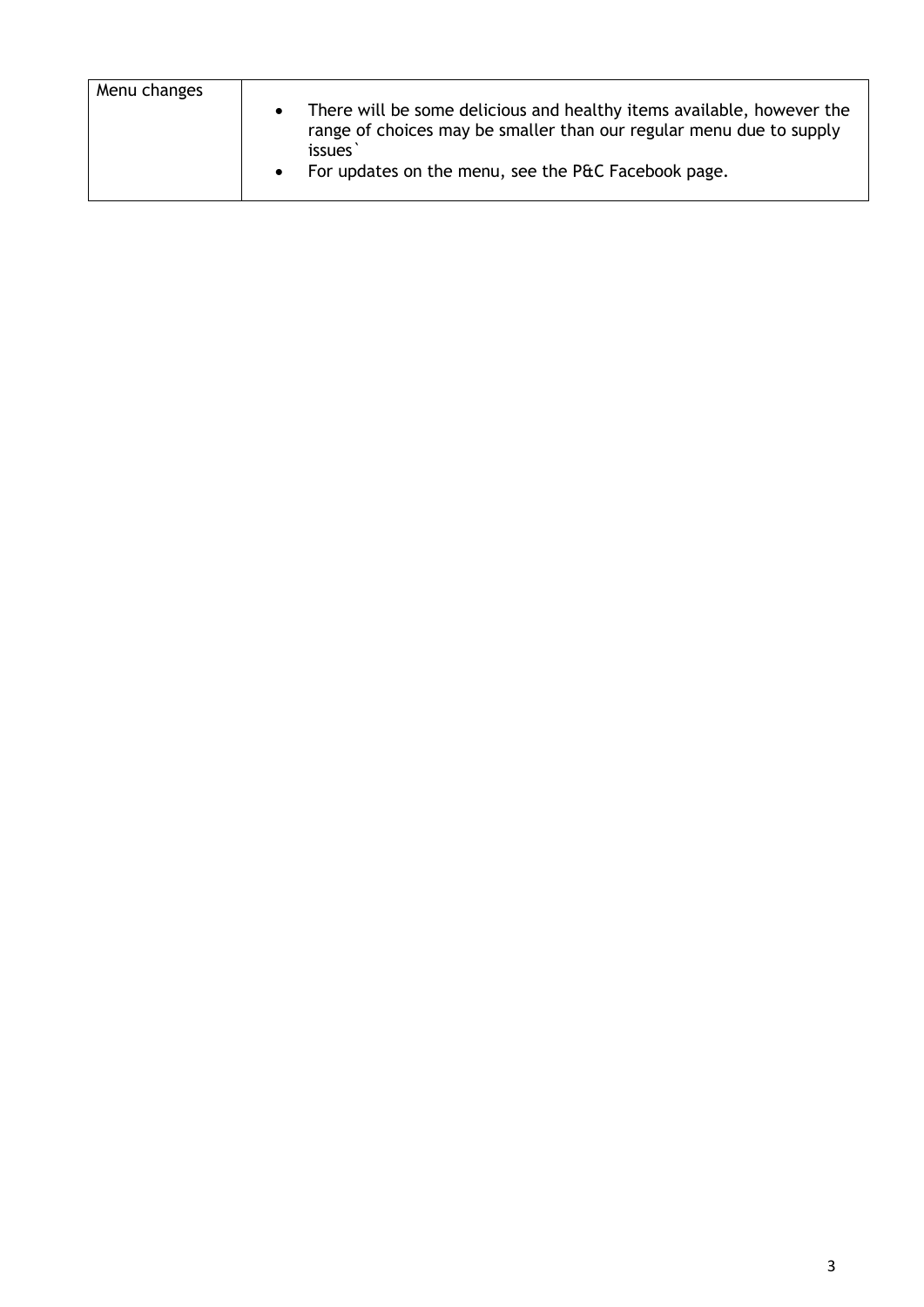| | |
|---|---|
| Menu changes | • There will be some delicious and healthy items available, however the range of choices may be smaller than our regular menu due to supply issues`<br>• For updates on the menu, see the P&C Facebook page. |